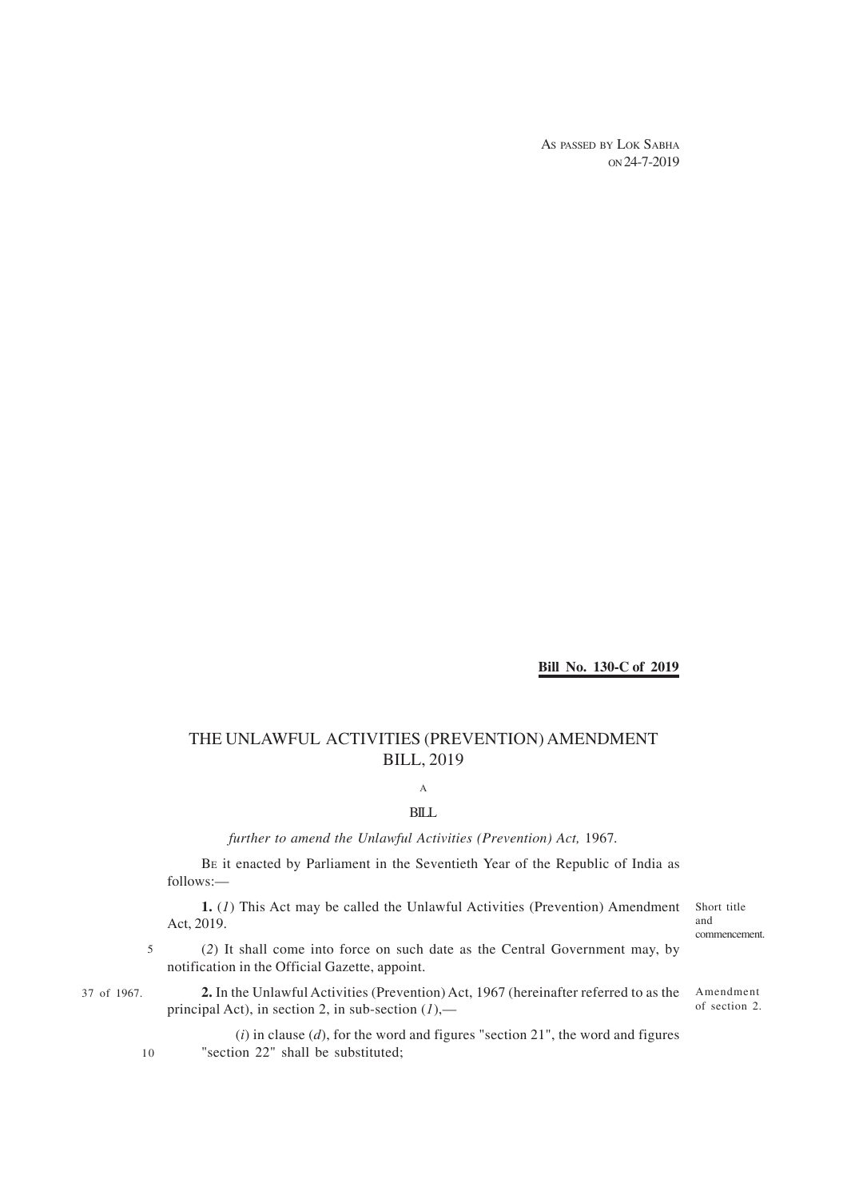AS PASSED BY LOK SABHA
ON 24-7-2019

**Bill No. 130-C of 2019**

# THE UNLAWFUL ACTIVITIES (PREVENTION) AMENDMENT BILL, 2019

A

BILL

*further to amend the Unlawful Activities (Prevention) Act,* 1967.

BE it enacted by Parliament in the Seventieth Year of the Republic of India as follows:—

Short title and commencement.

**1.** (*1*) This Act may be called the Unlawful Activities (Prevention) Amendment Act, 2019.

(*2*) It shall come into force on such date as the Central Government may, by notification in the Official Gazette, appoint.

Amendment of section 2.

37 of 1967.

**2.** In the Unlawful Activities (Prevention) Act, 1967 (hereinafter referred to as the principal Act), in section 2, in sub-section (*1*),—

(*i*) in clause (*d*), for the word and figures "section 21", the word and figures "section 22" shall be substituted;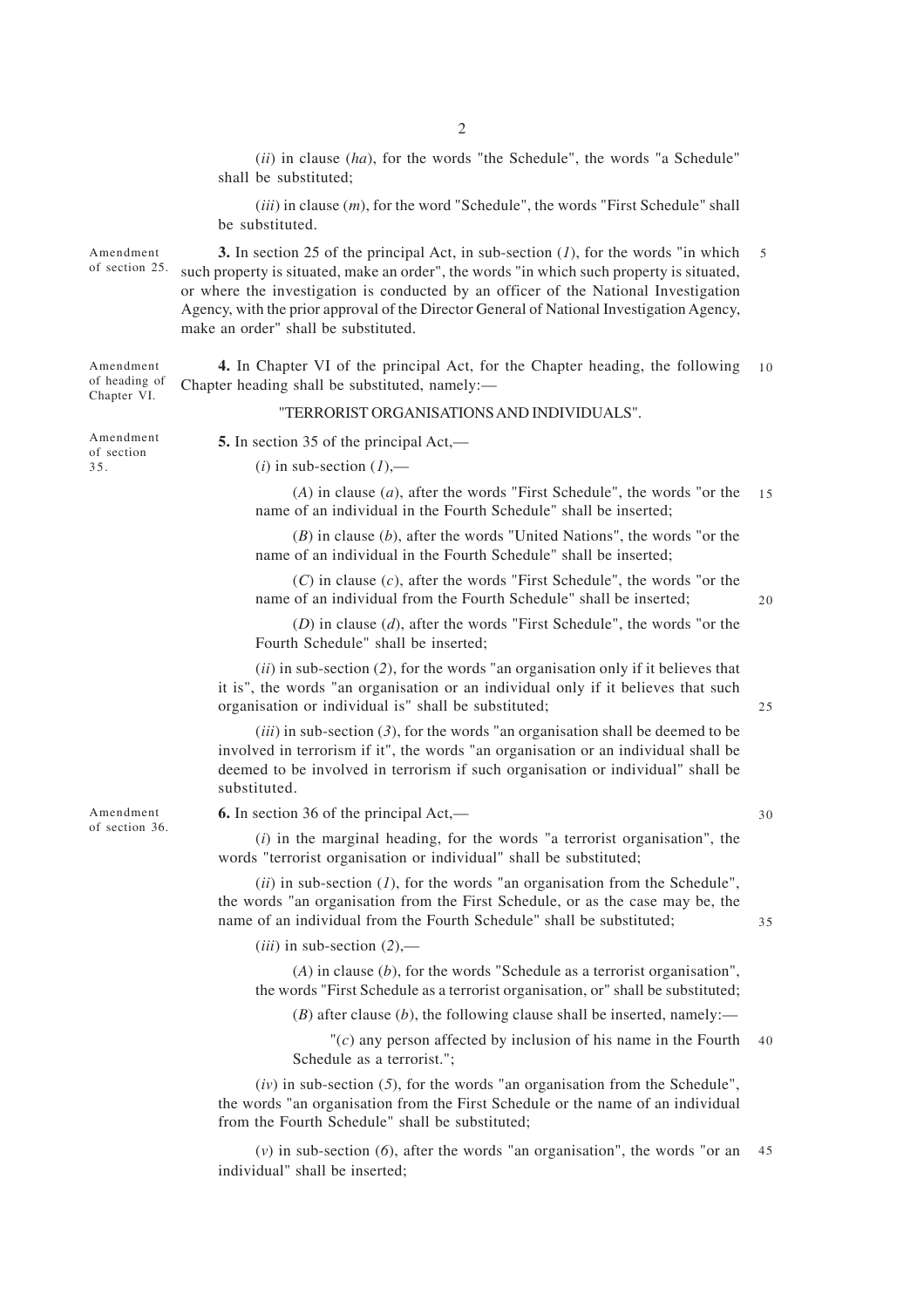(*ii*) in clause (*ha*), for the words "the Schedule", the words "a Schedule" shall be substituted;

(*iii*) in clause (*m*), for the word "Schedule", the words "First Schedule" shall be substituted.

Amendment of section 25.

**3.** In section 25 of the principal Act, in sub-section (*1*), for the words "in which such property is situated, make an order", the words "in which such property is situated, or where the investigation is conducted by an officer of the National Investigation Agency, with the prior approval of the Director General of National Investigation Agency, make an order" shall be substituted.

Amendment of heading of Chapter VI.

**4.** In Chapter VI of the principal Act, for the Chapter heading, the following Chapter heading shall be substituted, namely:—

"TERRORIST ORGANISATIONS AND INDIVIDUALS".

Amendment of section 35.

**5.** In section 35 of the principal Act,—

(*i*) in sub-section (*1*),—

(*A*) in clause (*a*), after the words "First Schedule", the words "or the name of an individual in the Fourth Schedule" shall be inserted;

(*B*) in clause (*b*), after the words "United Nations", the words "or the name of an individual in the Fourth Schedule" shall be inserted;

(*C*) in clause (*c*), after the words "First Schedule", the words "or the name of an individual from the Fourth Schedule" shall be inserted;

(*D*) in clause (*d*), after the words "First Schedule", the words "or the Fourth Schedule" shall be inserted;

(*ii*) in sub-section (*2*), for the words "an organisation only if it believes that it is", the words "an organisation or an individual only if it believes that such organisation or individual is" shall be substituted;

(*iii*) in sub-section (*3*), for the words "an organisation shall be deemed to be involved in terrorism if it", the words "an organisation or an individual shall be deemed to be involved in terrorism if such organisation or individual" shall be substituted.

Amendment of section 36.

**6.** In section 36 of the principal Act,—

(*i*) in the marginal heading, for the words "a terrorist organisation", the words "terrorist organisation or individual" shall be substituted;

(*ii*) in sub-section (*1*), for the words "an organisation from the Schedule", the words "an organisation from the First Schedule, or as the case may be, the name of an individual from the Fourth Schedule" shall be substituted;

(*iii*) in sub-section (*2*),—

(*A*) in clause (*b*), for the words "Schedule as a terrorist organisation", the words "First Schedule as a terrorist organisation, or" shall be substituted;

(*B*) after clause (*b*), the following clause shall be inserted, namely:—

"(*c*) any person affected by inclusion of his name in the Fourth Schedule as a terrorist.";

(*iv*) in sub-section (*5*), for the words "an organisation from the Schedule", the words "an organisation from the First Schedule or the name of an individual from the Fourth Schedule" shall be substituted;

(*v*) in sub-section (*6*), after the words "an organisation", the words "or an individual" shall be inserted;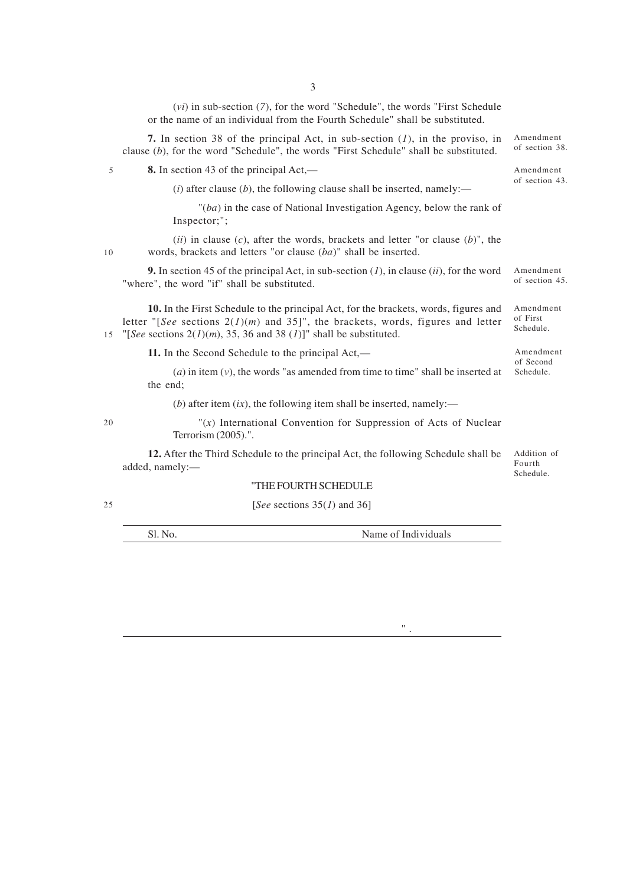(*vi*) in sub-section (*7*), for the word "Schedule", the words "First Schedule or the name of an individual from the Fourth Schedule" shall be substituted.

Amendment of section 38.

**7.** In section 38 of the principal Act, in sub-section (*1*), in the proviso, in clause (*b*), for the word "Schedule", the words "First Schedule" shall be substituted.

Amendment of section 43.

**8.** In section 43 of the principal Act,—

(*i*) after clause (*b*), the following clause shall be inserted, namely:—

"(*ba*) in the case of National Investigation Agency, below the rank of Inspector;";

(*ii*) in clause (*c*), after the words, brackets and letter "or clause (*b*)", the words, brackets and letters "or clause (*ba*)" shall be inserted.

Amendment of section 45.

**9.** In section 45 of the principal Act, in sub-section (*1*), in clause (*ii*), for the word "where", the word "if" shall be substituted.

Amendment of First Schedule.

**10.** In the First Schedule to the principal Act, for the brackets, words, figures and letter "[*See* sections 2(*1*)(*m*) and 35]", the brackets, words, figures and letter "[*See* sections 2(*1*)(*m*), 35, 36 and 38 (*1*)]" shall be substituted.

Amendment of Second Schedule.

**11.** In the Second Schedule to the principal Act,—

(*a*) in item (*v*), the words "as amended from time to time" shall be inserted at the end;

(*b*) after item (*ix*), the following item shall be inserted, namely:—

"(*x*) International Convention for Suppression of Acts of Nuclear Terrorism (2005).".

Addition of Fourth Schedule.

**12.** After the Third Schedule to the principal Act, the following Schedule shall be added, namely:—

"THE FOURTH SCHEDULE

[*See* sections 35(*1*) and 36]

| Sl. No. | Name of Individuals |
|---|---|
| | ". |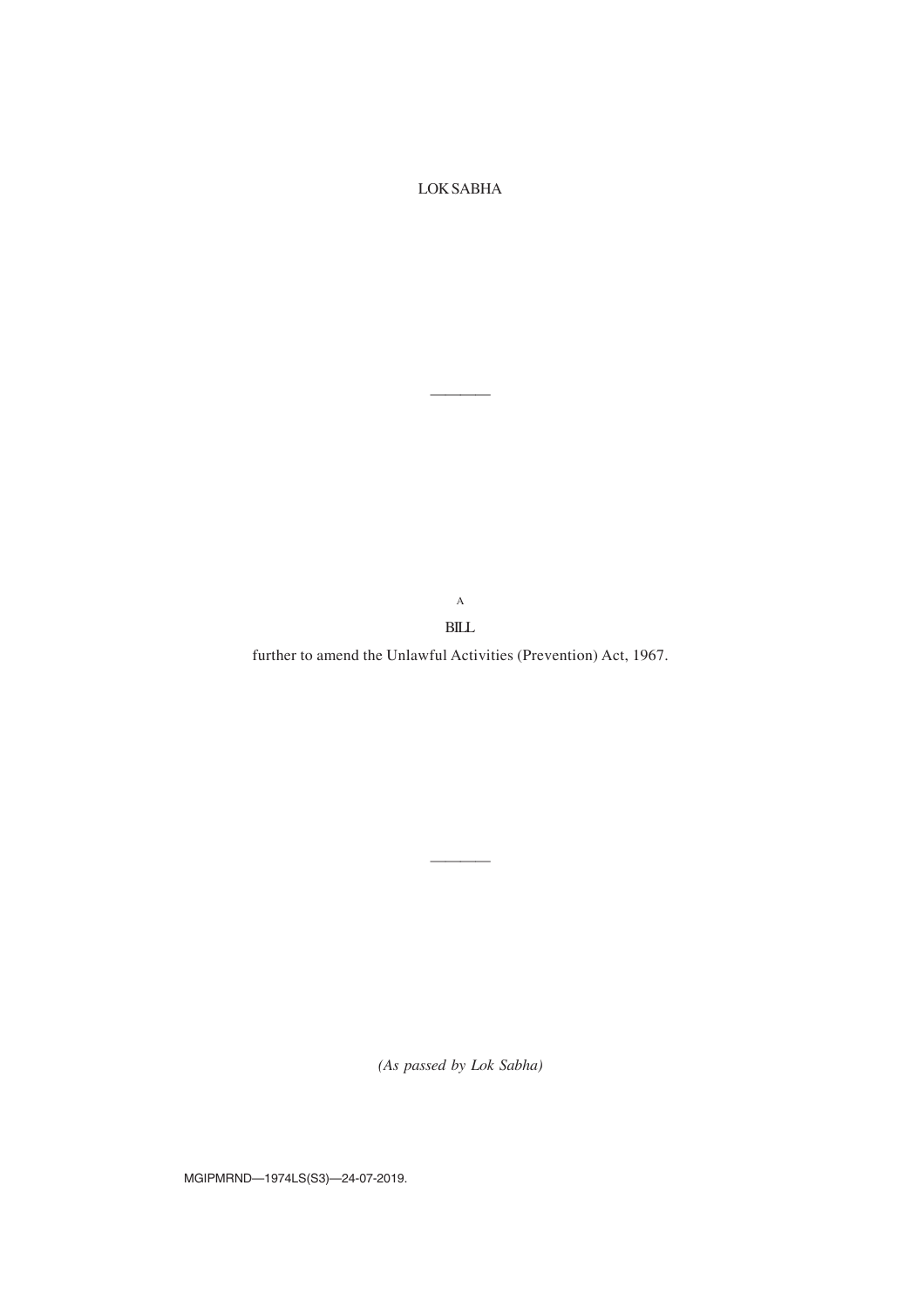LOK SABHA

————

A

BILL

further to amend the Unlawful Activities (Prevention) Act, 1967.

————

*(As passed by Lok Sabha)*

MGIPMRND—1974LS(S3)—24-07-2019.